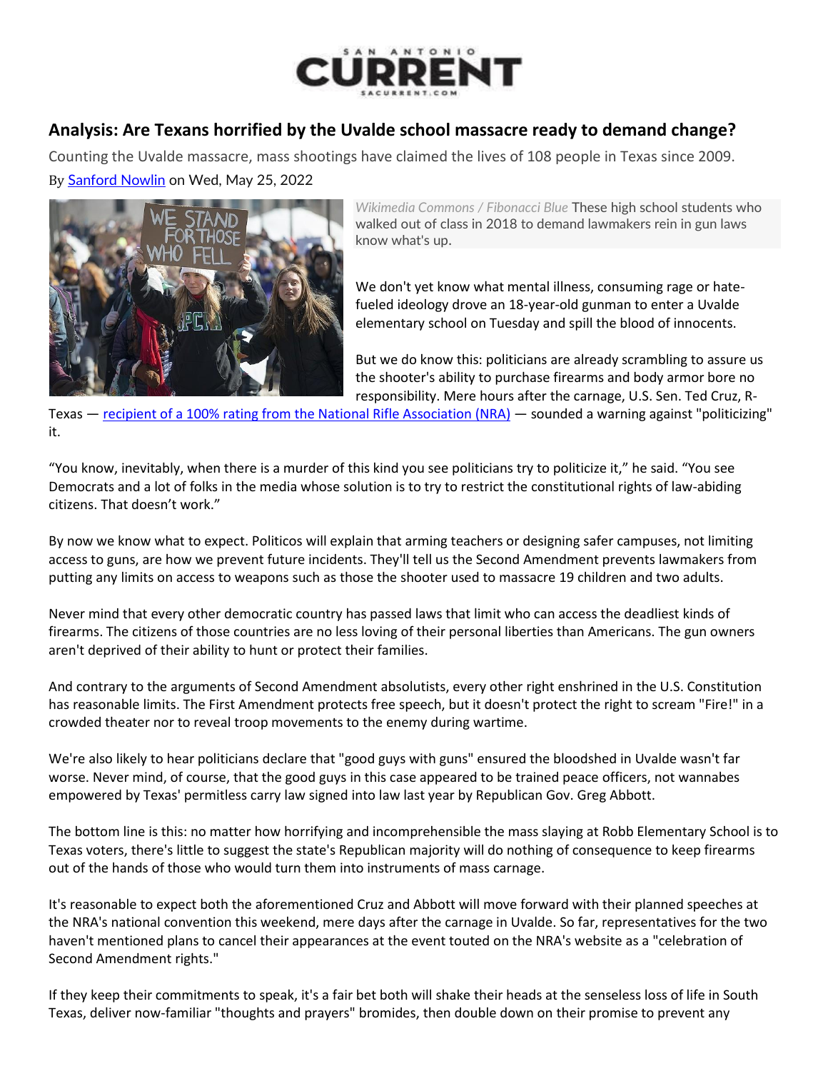# SAN ANTONIO CURRENT

## Analysis: Are Texans horrified by the Uvalde school massacre ready to demand change?

Counting the Uvalde massacre, mass shootings have claimed the lives of 108 people in Texas since 2009.

By [Sanford Nowlin](#) on Wed, May 25, 2022

*Wikimedia Commons / Fibonacci Blue* These high school students who walked out of class in 2018 to demand lawmakers rein in gun laws know what's up.

We don't yet know what mental illness, consuming rage or hate-fueled ideology drove an 18-year-old gunman to enter a Uvalde elementary school on Tuesday and spill the blood of innocents.

But we do know this: politicians are already scrambling to assure us the shooter's ability to purchase firearms and body armor bore no responsibility. Mere hours after the carnage, U.S. Sen. Ted Cruz, R-Texas — [recipient of a 100% rating from the National Rifle Association (NRA)](#) — sounded a warning against "politicizing" it.

"You know, inevitably, when there is a murder of this kind you see politicians try to politicize it," he said. "You see Democrats and a lot of folks in the media whose solution is to try to restrict the constitutional rights of law-abiding citizens. That doesn't work."

By now we know what to expect. Politicos will explain that arming teachers or designing safer campuses, not limiting access to guns, are how we prevent future incidents. They'll tell us the Second Amendment prevents lawmakers from putting any limits on access to weapons such as those the shooter used to massacre 19 children and two adults.

Never mind that every other democratic country has passed laws that limit who can access the deadliest kinds of firearms. The citizens of those countries are no less loving of their personal liberties than Americans. The gun owners aren't deprived of their ability to hunt or protect their families.

And contrary to the arguments of Second Amendment absolutists, every other right enshrined in the U.S. Constitution has reasonable limits. The First Amendment protects free speech, but it doesn't protect the right to scream "Fire!" in a crowded theater nor to reveal troop movements to the enemy during wartime.

We're also likely to hear politicians declare that "good guys with guns" ensured the bloodshed in Uvalde wasn't far worse. Never mind, of course, that the good guys in this case appeared to be trained peace officers, not wannabes empowered by Texas' permitless carry law signed into law last year by Republican Gov. Greg Abbott.

The bottom line is this: no matter how horrifying and incomprehensible the mass slaying at Robb Elementary School is to Texas voters, there's little to suggest the state's Republican majority will do nothing of consequence to keep firearms out of the hands of those who would turn them into instruments of mass carnage.

It's reasonable to expect both the aforementioned Cruz and Abbott will move forward with their planned speeches at the NRA's national convention this weekend, mere days after the carnage in Uvalde. So far, representatives for the two haven't mentioned plans to cancel their appearances at the event touted on the NRA's website as a "celebration of Second Amendment rights."

If they keep their commitments to speak, it's a fair bet both will shake their heads at the senseless loss of life in South Texas, deliver now-familiar "thoughts and prayers" bromides, then double down on their promise to prevent any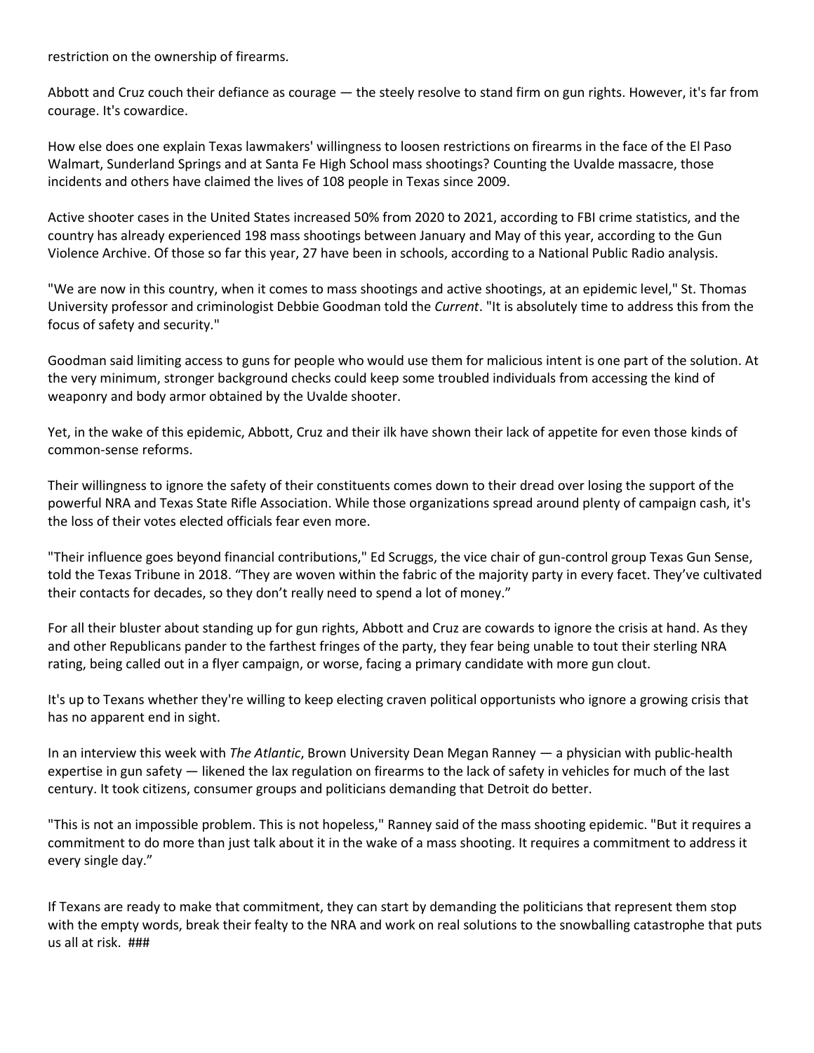restriction on the ownership of firearms.

Abbott and Cruz couch their defiance as courage — the steely resolve to stand firm on gun rights. However, it's far from courage. It's cowardice.

How else does one explain Texas lawmakers' willingness to loosen restrictions on firearms in the face of the El Paso Walmart, Sunderland Springs and at Santa Fe High School mass shootings? Counting the Uvalde massacre, those incidents and others have claimed the lives of 108 people in Texas since 2009.

Active shooter cases in the United States increased 50% from 2020 to 2021, according to FBI crime statistics, and the country has already experienced 198 mass shootings between January and May of this year, according to the Gun Violence Archive. Of those so far this year, 27 have been in schools, according to a National Public Radio analysis.

"We are now in this country, when it comes to mass shootings and active shootings, at an epidemic level," St. Thomas University professor and criminologist Debbie Goodman told the *Current*. "It is absolutely time to address this from the focus of safety and security."

Goodman said limiting access to guns for people who would use them for malicious intent is one part of the solution. At the very minimum, stronger background checks could keep some troubled individuals from accessing the kind of weaponry and body armor obtained by the Uvalde shooter.

Yet, in the wake of this epidemic, Abbott, Cruz and their ilk have shown their lack of appetite for even those kinds of common-sense reforms.

Their willingness to ignore the safety of their constituents comes down to their dread over losing the support of the powerful NRA and Texas State Rifle Association. While those organizations spread around plenty of campaign cash, it's the loss of their votes elected officials fear even more.

"Their influence goes beyond financial contributions," Ed Scruggs, the vice chair of gun-control group Texas Gun Sense, told the Texas Tribune in 2018. "They are woven within the fabric of the majority party in every facet. They've cultivated their contacts for decades, so they don't really need to spend a lot of money."

For all their bluster about standing up for gun rights, Abbott and Cruz are cowards to ignore the crisis at hand. As they and other Republicans pander to the farthest fringes of the party, they fear being unable to tout their sterling NRA rating, being called out in a flyer campaign, or worse, facing a primary candidate with more gun clout.

It's up to Texans whether they're willing to keep electing craven political opportunists who ignore a growing crisis that has no apparent end in sight.

In an interview this week with *The Atlantic*, Brown University Dean Megan Ranney — a physician with public-health expertise in gun safety — likened the lax regulation on firearms to the lack of safety in vehicles for much of the last century. It took citizens, consumer groups and politicians demanding that Detroit do better.

"This is not an impossible problem. This is not hopeless," Ranney said of the mass shooting epidemic. "But it requires a commitment to do more than just talk about it in the wake of a mass shooting. It requires a commitment to address it every single day."

If Texans are ready to make that commitment, they can start by demanding the politicians that represent them stop with the empty words, break their fealty to the NRA and work on real solutions to the snowballing catastrophe that puts us all at risk. ###